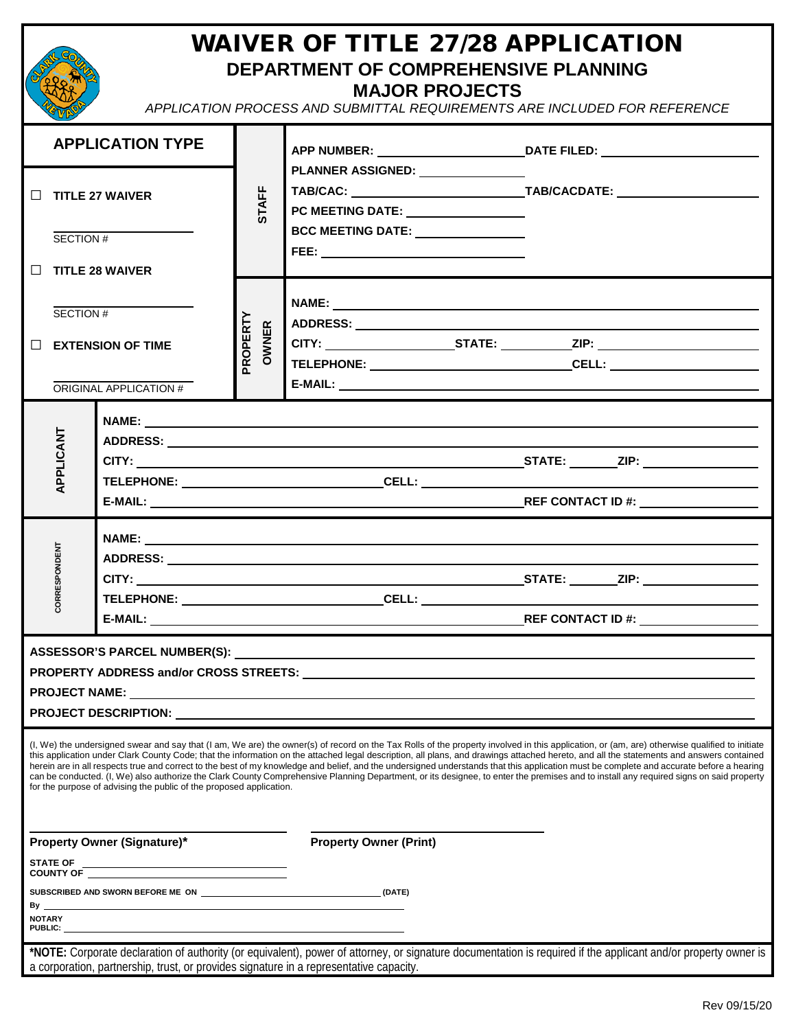# WAIVER OF TITLE 27/28 APPLICATION

## DEPARTMENT OF COMPREHENSIVE PLANNING

## MAJOR PROJECTS

*APPLICATION PROCESS AND SUBMITTAL REQUIREMENTS ARE INCLUDED FOR REFERENCE*

| APPLICATION TYPE | | |
|---|---|---|
| ☐ **TITLE 27 WAIVER** SECTION # ______ | **STAFF** | **APP NUMBER:** ______ **DATE FILED:** ______ **PLANNER ASSIGNED:** ______ **TAB/CAC:** ______ **TAB/CACDATE:** ______ **PC MEETING DATE:** ______ **BCC MEETING DATE:** ______ **FEE:** ______ |
| ☐ **TITLE 28 WAIVER** SECTION # ______ ☐ **EXTENSION OF TIME** ORIGINAL APPLICATION # ______ | **PROPERTY OWNER** | **NAME:** ______ **ADDRESS:** ______ **CITY:** ______ **STATE:** ______ **ZIP:** ______ **TELEPHONE:** ______ **CELL:** ______ **E-MAIL:** ______ |

| | |
|---|---|
| **APPLICANT** | **NAME:** ______ **ADDRESS:** ______ **CITY:** ______ **STATE:** ______ **ZIP:** ______ **TELEPHONE:** ______ **CELL:** ______ **E-MAIL:** ______ **REF CONTACT ID #:** ______ |
| **CORRESPONDENT** | **NAME:** ______ **ADDRESS:** ______ **CITY:** ______ **STATE:** ______ **ZIP:** ______ **TELEPHONE:** ______ **CELL:** ______ **E-MAIL:** ______ **REF CONTACT ID #:** ______ |

**ASSESSOR'S PARCEL NUMBER(S):** ______

**PROPERTY ADDRESS and/or CROSS STREETS:** ______

**PROJECT NAME:** ______

**PROJECT DESCRIPTION:** ______

(I, We) the undersigned swear and say that (I am, We are) the owner(s) of record on the Tax Rolls of the property involved in this application, or (am, are) otherwise qualified to initiate this application under Clark County Code; that the information on the attached legal description, all plans, and drawings attached hereto, and all the statements and answers contained herein are in all respects true and correct to the best of my knowledge and belief, and the undersigned understands that this application must be complete and accurate before a hearing can be conducted. (I, We) also authorize the Clark County Comprehensive Planning Department, or its designee, to enter the premises and to install any required signs on said property for the purpose of advising the public of the proposed application.

______ **Property Owner (Signature)***

______ **Property Owner (Print)**

**STATE OF** ______
**COUNTY OF** ______

**SUBSCRIBED AND SWORN BEFORE ME ON** ______ **(DATE)**

**By** ______

**NOTARY PUBLIC:** ______

***NOTE:** Corporate declaration of authority (or equivalent), power of attorney, or signature documentation is required if the applicant and/or property owner is a corporation, partnership, trust, or provides signature in a representative capacity.

Rev 09/15/20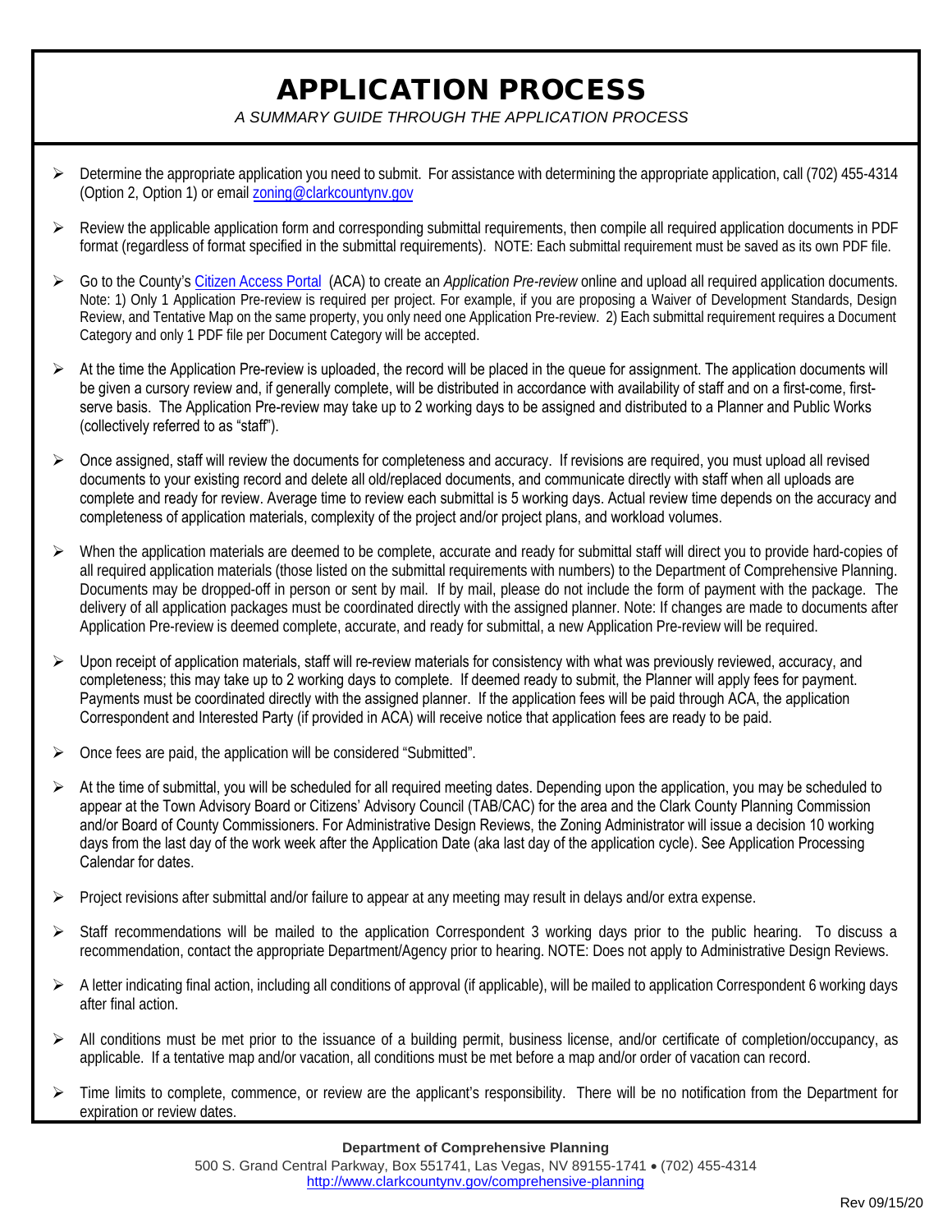# APPLICATION PROCESS

*A SUMMARY GUIDE THROUGH THE APPLICATION PROCESS*

- Determine the appropriate application you need to submit. For assistance with determining the appropriate application, call (702) 455-4314 (Option 2, Option 1) or email zoning@clarkcountynv.gov
- Review the applicable application form and corresponding submittal requirements, then compile all required application documents in PDF format (regardless of format specified in the submittal requirements). NOTE: Each submittal requirement must be saved as its own PDF file.
- Go to the County's Citizen Access Portal (ACA) to create an *Application Pre-review* online and upload all required application documents. Note: 1) Only 1 Application Pre-review is required per project. For example, if you are proposing a Waiver of Development Standards, Design Review, and Tentative Map on the same property, you only need one Application Pre-review. 2) Each submittal requirement requires a Document Category and only 1 PDF file per Document Category will be accepted.
- At the time the Application Pre-review is uploaded, the record will be placed in the queue for assignment. The application documents will be given a cursory review and, if generally complete, will be distributed in accordance with availability of staff and on a first-come, first-serve basis. The Application Pre-review may take up to 2 working days to be assigned and distributed to a Planner and Public Works (collectively referred to as "staff").
- Once assigned, staff will review the documents for completeness and accuracy. If revisions are required, you must upload all revised documents to your existing record and delete all old/replaced documents, and communicate directly with staff when all uploads are complete and ready for review. Average time to review each submittal is 5 working days. Actual review time depends on the accuracy and completeness of application materials, complexity of the project and/or project plans, and workload volumes.
- When the application materials are deemed to be complete, accurate and ready for submittal staff will direct you to provide hard-copies of all required application materials (those listed on the submittal requirements with numbers) to the Department of Comprehensive Planning. Documents may be dropped-off in person or sent by mail. If by mail, please do not include the form of payment with the package. The delivery of all application packages must be coordinated directly with the assigned planner. Note: If changes are made to documents after Application Pre-review is deemed complete, accurate, and ready for submittal, a new Application Pre-review will be required.
- Upon receipt of application materials, staff will re-review materials for consistency with what was previously reviewed, accuracy, and completeness; this may take up to 2 working days to complete. If deemed ready to submit, the Planner will apply fees for payment. Payments must be coordinated directly with the assigned planner. If the application fees will be paid through ACA, the application Correspondent and Interested Party (if provided in ACA) will receive notice that application fees are ready to be paid.
- Once fees are paid, the application will be considered "Submitted".
- At the time of submittal, you will be scheduled for all required meeting dates. Depending upon the application, you may be scheduled to appear at the Town Advisory Board or Citizens' Advisory Council (TAB/CAC) for the area and the Clark County Planning Commission and/or Board of County Commissioners. For Administrative Design Reviews, the Zoning Administrator will issue a decision 10 working days from the last day of the work week after the Application Date (aka last day of the application cycle). See Application Processing Calendar for dates.
- Project revisions after submittal and/or failure to appear at any meeting may result in delays and/or extra expense.
- Staff recommendations will be mailed to the application Correspondent 3 working days prior to the public hearing. To discuss a recommendation, contact the appropriate Department/Agency prior to hearing. NOTE: Does not apply to Administrative Design Reviews.
- A letter indicating final action, including all conditions of approval (if applicable), will be mailed to application Correspondent 6 working days after final action.
- All conditions must be met prior to the issuance of a building permit, business license, and/or certificate of completion/occupancy, as applicable. If a tentative map and/or vacation, all conditions must be met before a map and/or order of vacation can record.
- Time limits to complete, commence, or review are the applicant's responsibility. There will be no notification from the Department for expiration or review dates.

**Department of Comprehensive Planning**
500 S. Grand Central Parkway, Box 551741, Las Vegas, NV 89155-1741 • (702) 455-4314
http://www.clarkcountynv.gov/comprehensive-planning

Rev 09/15/20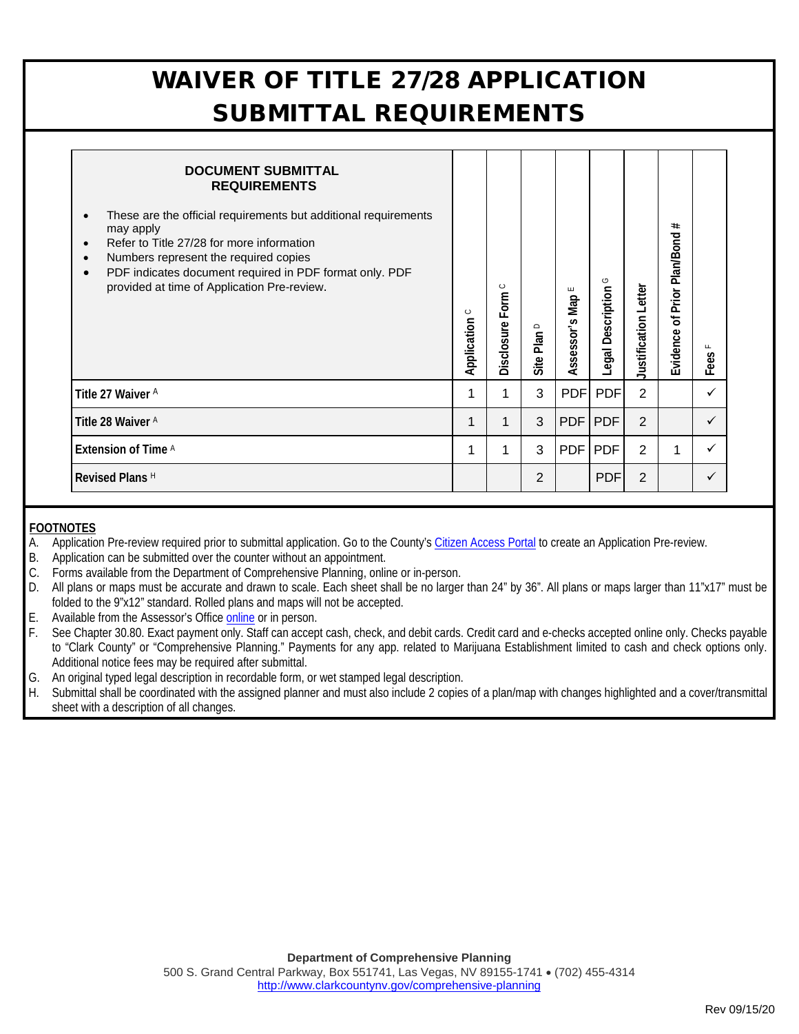# WAIVER OF TITLE 27/28 APPLICATION SUBMITTAL REQUIREMENTS

| **DOCUMENT SUBMITTAL REQUIREMENTS**<br>• These are the official requirements but additional requirements may apply<br>• Refer to Title 27/28 for more information<br>• Numbers represent the required copies<br>• PDF indicates document required in PDF format only. PDF provided at time of Application Pre-review. | Application [C] | Disclosure Form [C] | Site Plan [D] | Assessor's Map [E] | Legal Description [G] | Justification Letter | Evidence of Prior Plan/Bond # | Fees [F] |
|---|---|---|---|---|---|---|---|---|
| **Title 27 Waiver** [A] | 1 | 1 | 3 | PDF | PDF | 2 | | ✓ |
| **Title 28 Waiver** [A] | 1 | 1 | 3 | PDF | PDF | 2 | | ✓ |
| **Extension of Time** [A] | 1 | 1 | 3 | PDF | PDF | 2 | 1 | ✓ |
| **Revised Plans** [H] | | | 2 | | PDF | 2 | | ✓ |

**FOOTNOTES**

A. Application Pre-review required prior to submittal application. Go to the County's Citizen Access Portal to create an Application Pre-review.

B. Application can be submitted over the counter without an appointment.

C. Forms available from the Department of Comprehensive Planning, online or in-person.

D. All plans or maps must be accurate and drawn to scale. Each sheet shall be no larger than 24" by 36". All plans or maps larger than 11"x17" must be folded to the 9"x12" standard. Rolled plans and maps will not be accepted.

E. Available from the Assessor's Office online or in person.

F. See Chapter 30.80. Exact payment only. Staff can accept cash, check, and debit cards. Credit card and e-checks accepted online only. Checks payable to "Clark County" or "Comprehensive Planning." Payments for any app. related to Marijuana Establishment limited to cash and check options only. Additional notice fees may be required after submittal.

G. An original typed legal description in recordable form, or wet stamped legal description.

H. Submittal shall be coordinated with the assigned planner and must also include 2 copies of a plan/map with changes highlighted and a cover/transmittal sheet with a description of all changes.

**Department of Comprehensive Planning**
500 S. Grand Central Parkway, Box 551741, Las Vegas, NV 89155-1741 • (702) 455-4314
http://www.clarkcountynv.gov/comprehensive-planning

Rev 09/15/20